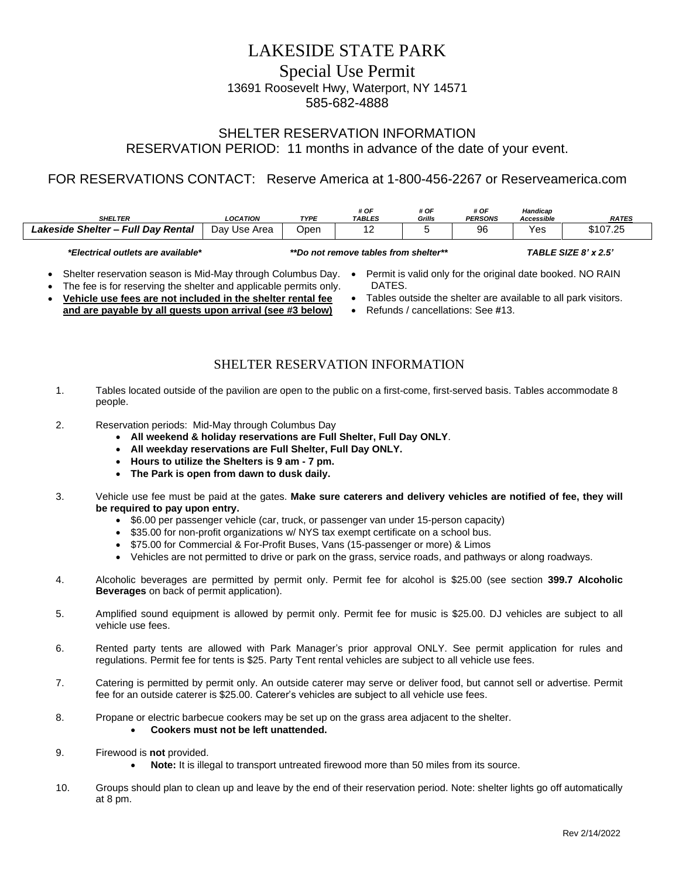# LAKESIDE STATE PARK

## Special Use Permit

13691 Roosevelt Hwy, Waterport, NY 14571
585-682-4888

## SHELTER RESERVATION INFORMATION
## RESERVATION PERIOD: 11 months in advance of the date of your event.

### FOR RESERVATIONS CONTACT: Reserve America at 1-800-456-2267 or Reserveamerica.com

| *SHELTER* | *LOCATION* | *TYPE* | *# OF TABLES* | *# OF Grills* | *# OF PERSONS* | *Handicap Accessible* | *RATES* |
|---|---|---|---|---|---|---|---|
| ***Lakeside Shelter – Full Day Rental*** | Day Use Area | Open | 12 | 5 | 96 | Yes | $107.25 |

***Electrical outlets are available*** ****Do not remove tables from shelter**** ***TABLE SIZE 8' x 2.5'***

- Shelter reservation season is Mid-May through Columbus Day.
- The fee is for reserving the shelter and applicable permits only.
- **Vehicle use fees are not included in the shelter rental fee and are payable by all guests upon arrival (see #3 below)**
- Permit is valid only for the original date booked. NO RAIN DATES.
- Tables outside the shelter are available to all park visitors.
- Refunds / cancellations: See #13.

## SHELTER RESERVATION INFORMATION

1. Tables located outside of the pavilion are open to the public on a first-come, first-served basis. Tables accommodate 8 people.

2. Reservation periods: Mid-May through Columbus Day
   - **All weekend & holiday reservations are Full Shelter, Full Day ONLY**.
   - **All weekday reservations are Full Shelter, Full Day ONLY.**
   - **Hours to utilize the Shelters is 9 am - 7 pm.**
   - **The Park is open from dawn to dusk daily.**

3. Vehicle use fee must be paid at the gates. **Make sure caterers and delivery vehicles are notified of fee, they will be required to pay upon entry.**
   - $6.00 per passenger vehicle (car, truck, or passenger van under 15-person capacity)
   - $35.00 for non-profit organizations w/ NYS tax exempt certificate on a school bus.
   - $75.00 for Commercial & For-Profit Buses, Vans (15-passenger or more) & Limos
   - Vehicles are not permitted to drive or park on the grass, service roads, and pathways or along roadways.

4. Alcoholic beverages are permitted by permit only. Permit fee for alcohol is $25.00 (see section **399.7 Alcoholic Beverages** on back of permit application).

5. Amplified sound equipment is allowed by permit only. Permit fee for music is $25.00. DJ vehicles are subject to all vehicle use fees.

6. Rented party tents are allowed with Park Manager's prior approval ONLY. See permit application for rules and regulations. Permit fee for tents is $25. Party Tent rental vehicles are subject to all vehicle use fees.

7. Catering is permitted by permit only. An outside caterer may serve or deliver food, but cannot sell or advertise. Permit fee for an outside caterer is $25.00. Caterer's vehicles are subject to all vehicle use fees.

8. Propane or electric barbecue cookers may be set up on the grass area adjacent to the shelter.
   - **Cookers must not be left unattended.**

9. Firewood is **not** provided.
   - **Note:** It is illegal to transport untreated firewood more than 50 miles from its source.

10. Groups should plan to clean up and leave by the end of their reservation period. Note: shelter lights go off automatically at 8 pm.

Rev 2/14/2022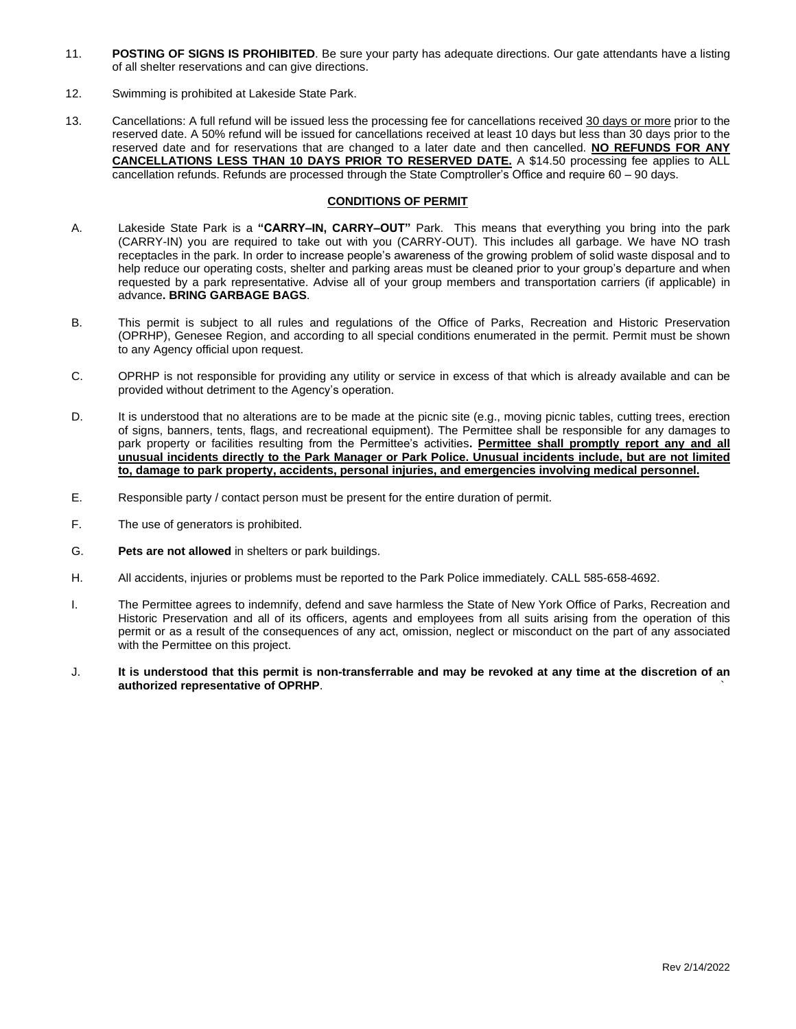11. **POSTING OF SIGNS IS PROHIBITED**. Be sure your party has adequate directions. Our gate attendants have a listing of all shelter reservations and can give directions.

12. Swimming is prohibited at Lakeside State Park.

13. Cancellations: A full refund will be issued less the processing fee for cancellations received 30 days or more prior to the reserved date. A 50% refund will be issued for cancellations received at least 10 days but less than 30 days prior to the reserved date and for reservations that are changed to a later date and then cancelled. **NO REFUNDS FOR ANY CANCELLATIONS LESS THAN 10 DAYS PRIOR TO RESERVED DATE.** A $14.50 processing fee applies to ALL cancellation refunds. Refunds are processed through the State Comptroller's Office and require 60 – 90 days.

## CONDITIONS OF PERMIT

A. Lakeside State Park is a **"CARRY–IN, CARRY–OUT"** Park. This means that everything you bring into the park (CARRY-IN) you are required to take out with you (CARRY-OUT). This includes all garbage. We have NO trash receptacles in the park. In order to increase people's awareness of the growing problem of solid waste disposal and to help reduce our operating costs, shelter and parking areas must be cleaned prior to your group's departure and when requested by a park representative. Advise all of your group members and transportation carriers (if applicable) in advance**. BRING GARBAGE BAGS**.

B. This permit is subject to all rules and regulations of the Office of Parks, Recreation and Historic Preservation (OPRHP), Genesee Region, and according to all special conditions enumerated in the permit. Permit must be shown to any Agency official upon request.

C. OPRHP is not responsible for providing any utility or service in excess of that which is already available and can be provided without detriment to the Agency's operation.

D. It is understood that no alterations are to be made at the picnic site (e.g., moving picnic tables, cutting trees, erection of signs, banners, tents, flags, and recreational equipment). The Permittee shall be responsible for any damages to park property or facilities resulting from the Permittee's activities**. Permittee shall promptly report any and all unusual incidents directly to the Park Manager or Park Police. Unusual incidents include, but are not limited to, damage to park property, accidents, personal injuries, and emergencies involving medical personnel.**

E. Responsible party / contact person must be present for the entire duration of permit.

F. The use of generators is prohibited.

G. **Pets are not allowed** in shelters or park buildings.

H. All accidents, injuries or problems must be reported to the Park Police immediately. CALL 585-658-4692.

I. The Permittee agrees to indemnify, defend and save harmless the State of New York Office of Parks, Recreation and Historic Preservation and all of its officers, agents and employees from all suits arising from the operation of this permit or as a result of the consequences of any act, omission, neglect or misconduct on the part of any associated with the Permittee on this project.

J. **It is understood that this permit is non-transferrable and may be revoked at any time at the discretion of an authorized representative of OPRHP**.

Rev 2/14/2022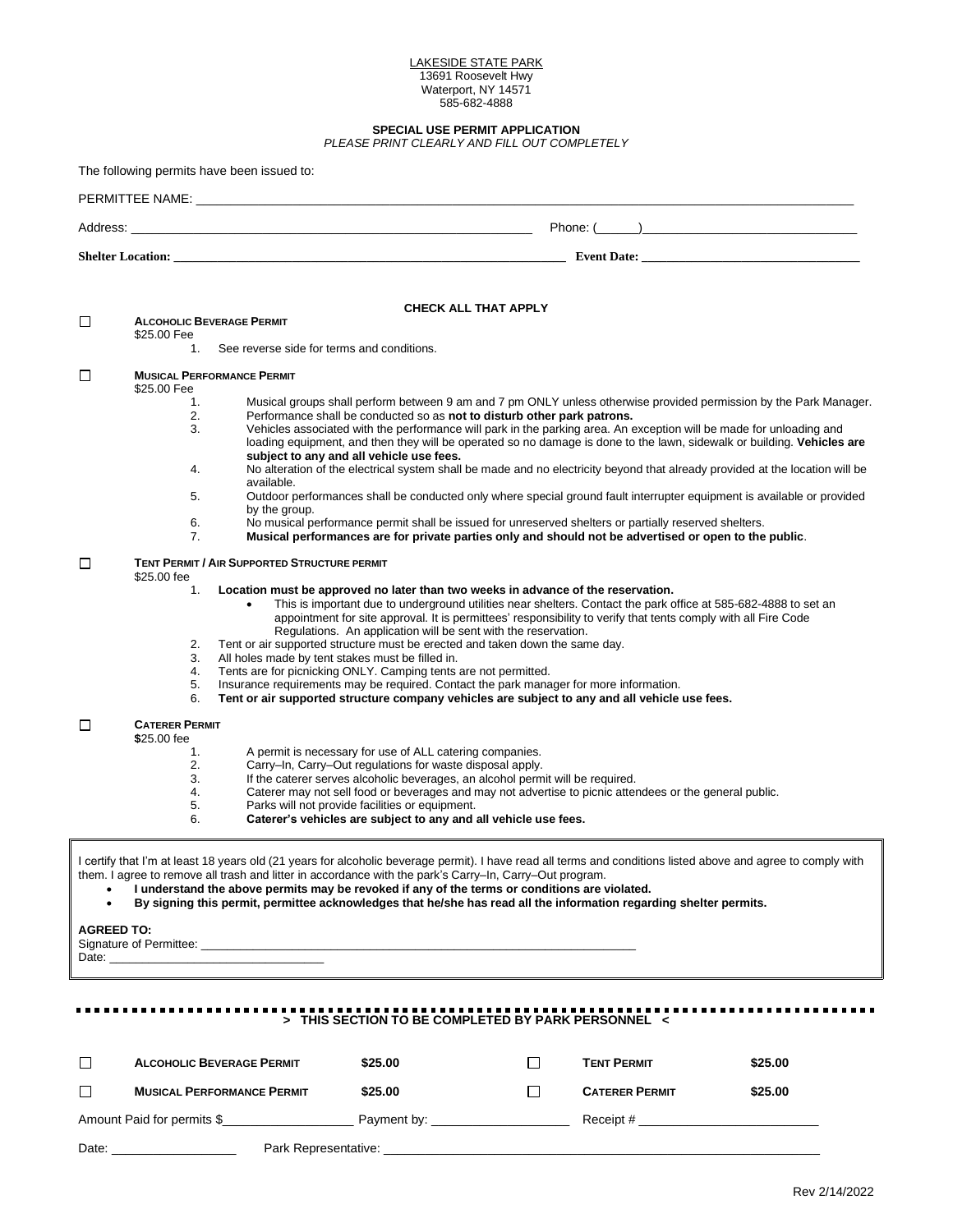LAKESIDE STATE PARK
13691 Roosevelt Hwy
Waterport, NY 14571
585-682-4888

## SPECIAL USE PERMIT APPLICATION

*PLEASE PRINT CLEARLY AND FILL OUT COMPLETELY*

The following permits have been issued to:

PERMITTEE NAME: ______________________________________________

Address: ______________________________________________ Phone: (______)______________________________

**Shelter Location:** ______________________________________________ **Event Date:** ______________________________

**CHECK ALL THAT APPLY**

☐ **ALCOHOLIC BEVERAGE PERMIT**
$25.00 Fee

1. See reverse side for terms and conditions.

☐ **MUSICAL PERFORMANCE PERMIT**
$25.00 Fee

1. Musical groups shall perform between 9 am and 7 pm ONLY unless otherwise provided permission by the Park Manager.
2. Performance shall be conducted so as **not to disturb other park patrons.**
3. Vehicles associated with the performance will park in the parking area. An exception will be made for unloading and loading equipment, and then they will be operated so no damage is done to the lawn, sidewalk or building. **Vehicles are subject to any and all vehicle use fees.**
4. No alteration of the electrical system shall be made and no electricity beyond that already provided at the location will be available.
5. Outdoor performances shall be conducted only where special ground fault interrupter equipment is available or provided by the group.
6. No musical performance permit shall be issued for unreserved shelters or partially reserved shelters.
7. **Musical performances are for private parties only and should not be advertised or open to the public**.

☐ **TENT PERMIT / AIR SUPPORTED STRUCTURE PERMIT**
$25.00 fee

1. **Location must be approved no later than two weeks in advance of the reservation.**
   - This is important due to underground utilities near shelters. Contact the park office at 585-682-4888 to set an appointment for site approval. It is permittees' responsibility to verify that tents comply with all Fire Code Regulations. An application will be sent with the reservation.
2. Tent or air supported structure must be erected and taken down the same day.
3. All holes made by tent stakes must be filled in.
4. Tents are for picnicking ONLY. Camping tents are not permitted.
5. Insurance requirements may be required. Contact the park manager for more information.
6. **Tent or air supported structure company vehicles are subject to any and all vehicle use fees.**

☐ **CATERER PERMIT**
**$**25.00 fee

1. A permit is necessary for use of ALL catering companies.
2. Carry–In, Carry–Out regulations for waste disposal apply.
3. If the caterer serves alcoholic beverages, an alcohol permit will be required.
4. Caterer may not sell food or beverages and may not advertise to picnic attendees or the general public.
5. Parks will not provide facilities or equipment.
6. **Caterer's vehicles are subject to any and all vehicle use fees.**

I certify that I'm at least 18 years old (21 years for alcoholic beverage permit). I have read all terms and conditions listed above and agree to comply with them. I agree to remove all trash and litter in accordance with the park's Carry–In, Carry–Out program.

- **I understand the above permits may be revoked if any of the terms or conditions are violated.**
- **By signing this permit, permittee acknowledges that he/she has read all the information regarding shelter permits.**

**AGREED TO:**
Signature of Permittee: ______________________________________________
Date: ______________________________

**> THIS SECTION TO BE COMPLETED BY PARK PERSONNEL <**

| | | | | | |
|---|---|---|---|---|---|
| ☐ | **ALCOHOLIC BEVERAGE PERMIT** | **$25.00** | ☐ | **TENT PERMIT** | **$25.00** |
| ☐ | **MUSICAL PERFORMANCE PERMIT** | **$25.00** | ☐ | **CATERER PERMIT** | **$25.00** |

Amount Paid for permits $__________________ Payment by: __________________ Receipt # ________________________

Date: ________________ Park Representative: ______________________________________________

Rev 2/14/2022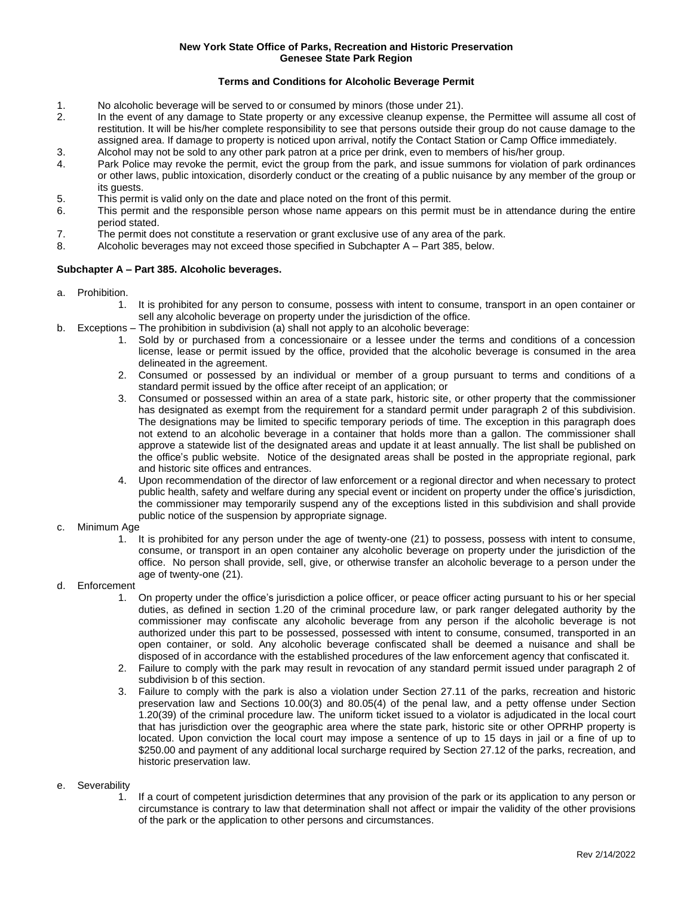**New York State Office of Parks, Recreation and Historic Preservation**
**Genesee State Park Region**

**Terms and Conditions for Alcoholic Beverage Permit**

1. No alcoholic beverage will be served to or consumed by minors (those under 21).
2. In the event of any damage to State property or any excessive cleanup expense, the Permittee will assume all cost of restitution. It will be his/her complete responsibility to see that persons outside their group do not cause damage to the assigned area. If damage to property is noticed upon arrival, notify the Contact Station or Camp Office immediately.
3. Alcohol may not be sold to any other park patron at a price per drink, even to members of his/her group.
4. Park Police may revoke the permit, evict the group from the park, and issue summons for violation of park ordinances or other laws, public intoxication, disorderly conduct or the creating of a public nuisance by any member of the group or its guests.
5. This permit is valid only on the date and place noted on the front of this permit.
6. This permit and the responsible person whose name appears on this permit must be in attendance during the entire period stated.
7. The permit does not constitute a reservation or grant exclusive use of any area of the park.
8. Alcoholic beverages may not exceed those specified in Subchapter A – Part 385, below.

**Subchapter A – Part 385. Alcoholic beverages.**

a. Prohibition.
   1. It is prohibited for any person to consume, possess with intent to consume, transport in an open container or sell any alcoholic beverage on property under the jurisdiction of the office.

b. Exceptions – The prohibition in subdivision (a) shall not apply to an alcoholic beverage:
   1. Sold by or purchased from a concessionaire or a lessee under the terms and conditions of a concession license, lease or permit issued by the office, provided that the alcoholic beverage is consumed in the area delineated in the agreement.
   2. Consumed or possessed by an individual or member of a group pursuant to terms and conditions of a standard permit issued by the office after receipt of an application; or
   3. Consumed or possessed within an area of a state park, historic site, or other property that the commissioner has designated as exempt from the requirement for a standard permit under paragraph 2 of this subdivision. The designations may be limited to specific temporary periods of time. The exception in this paragraph does not extend to an alcoholic beverage in a container that holds more than a gallon. The commissioner shall approve a statewide list of the designated areas and update it at least annually. The list shall be published on the office's public website. Notice of the designated areas shall be posted in the appropriate regional, park and historic site offices and entrances.
   4. Upon recommendation of the director of law enforcement or a regional director and when necessary to protect public health, safety and welfare during any special event or incident on property under the office's jurisdiction, the commissioner may temporarily suspend any of the exceptions listed in this subdivision and shall provide public notice of the suspension by appropriate signage.

c. Minimum Age
   1. It is prohibited for any person under the age of twenty-one (21) to possess, possess with intent to consume, consume, or transport in an open container any alcoholic beverage on property under the jurisdiction of the office. No person shall provide, sell, give, or otherwise transfer an alcoholic beverage to a person under the age of twenty-one (21).

d. Enforcement
   1. On property under the office's jurisdiction a police officer, or peace officer acting pursuant to his or her special duties, as defined in section 1.20 of the criminal procedure law, or park ranger delegated authority by the commissioner may confiscate any alcoholic beverage from any person if the alcoholic beverage is not authorized under this part to be possessed, possessed with intent to consume, consumed, transported in an open container, or sold. Any alcoholic beverage confiscated shall be deemed a nuisance and shall be disposed of in accordance with the established procedures of the law enforcement agency that confiscated it.
   2. Failure to comply with the park may result in revocation of any standard permit issued under paragraph 2 of subdivision b of this section.
   3. Failure to comply with the park is also a violation under Section 27.11 of the parks, recreation and historic preservation law and Sections 10.00(3) and 80.05(4) of the penal law, and a petty offense under Section 1.20(39) of the criminal procedure law. The uniform ticket issued to a violator is adjudicated in the local court that has jurisdiction over the geographic area where the state park, historic site or other OPRHP property is located. Upon conviction the local court may impose a sentence of up to 15 days in jail or a fine of up to $250.00 and payment of any additional local surcharge required by Section 27.12 of the parks, recreation, and historic preservation law.

e. Severability
   1. If a court of competent jurisdiction determines that any provision of the park or its application to any person or circumstance is contrary to law that determination shall not affect or impair the validity of the other provisions of the park or the application to other persons and circumstances.

Rev 2/14/2022